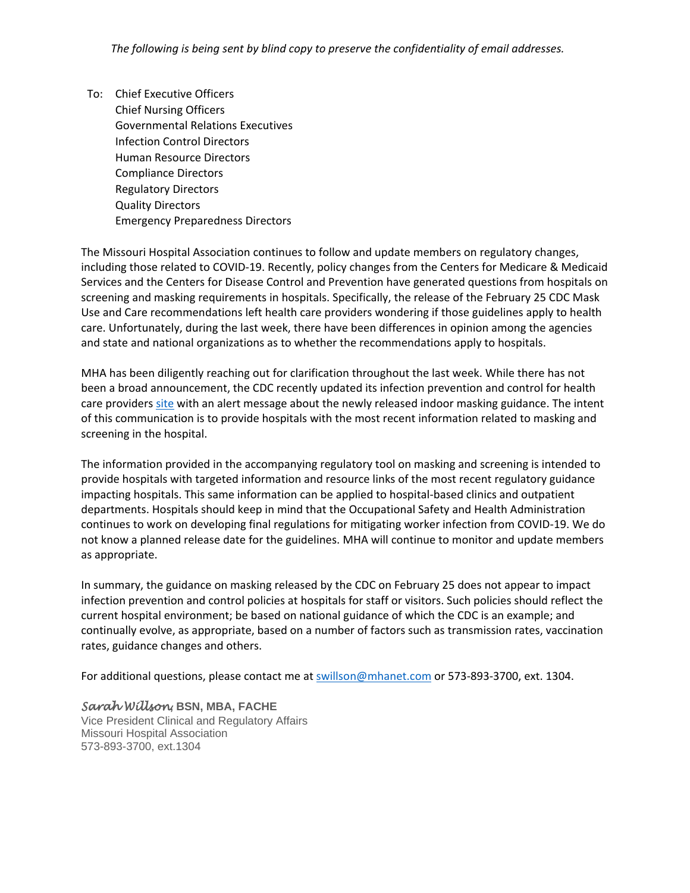*The following is being sent by blind copy to preserve the confidentiality of email addresses.*

To: Chief Executive Officers
Chief Nursing Officers
Governmental Relations Executives
Infection Control Directors
Human Resource Directors
Compliance Directors
Regulatory Directors
Quality Directors
Emergency Preparedness Directors

The Missouri Hospital Association continues to follow and update members on regulatory changes, including those related to COVID-19. Recently, policy changes from the Centers for Medicare & Medicaid Services and the Centers for Disease Control and Prevention have generated questions from hospitals on screening and masking requirements in hospitals. Specifically, the release of the February 25 CDC Mask Use and Care recommendations left health care providers wondering if those guidelines apply to health care. Unfortunately, during the last week, there have been differences in opinion among the agencies and state and national organizations as to whether the recommendations apply to hospitals.

MHA has been diligently reaching out for clarification throughout the last week. While there has not been a broad announcement, the CDC recently updated its infection prevention and control for health care providers site with an alert message about the newly released indoor masking guidance. The intent of this communication is to provide hospitals with the most recent information related to masking and screening in the hospital.

The information provided in the accompanying regulatory tool on masking and screening is intended to provide hospitals with targeted information and resource links of the most recent regulatory guidance impacting hospitals. This same information can be applied to hospital-based clinics and outpatient departments. Hospitals should keep in mind that the Occupational Safety and Health Administration continues to work on developing final regulations for mitigating worker infection from COVID-19. We do not know a planned release date for the guidelines. MHA will continue to monitor and update members as appropriate.

In summary, the guidance on masking released by the CDC on February 25 does not appear to impact infection prevention and control policies at hospitals for staff or visitors. Such policies should reflect the current hospital environment; be based on national guidance of which the CDC is an example; and continually evolve, as appropriate, based on a number of factors such as transmission rates, vaccination rates, guidance changes and others.

For additional questions, please contact me at swillson@mhanet.com or 573-893-3700, ext. 1304.

*Sarah Willson*, **BSN, MBA, FACHE**
Vice President Clinical and Regulatory Affairs
Missouri Hospital Association
573-893-3700, ext.1304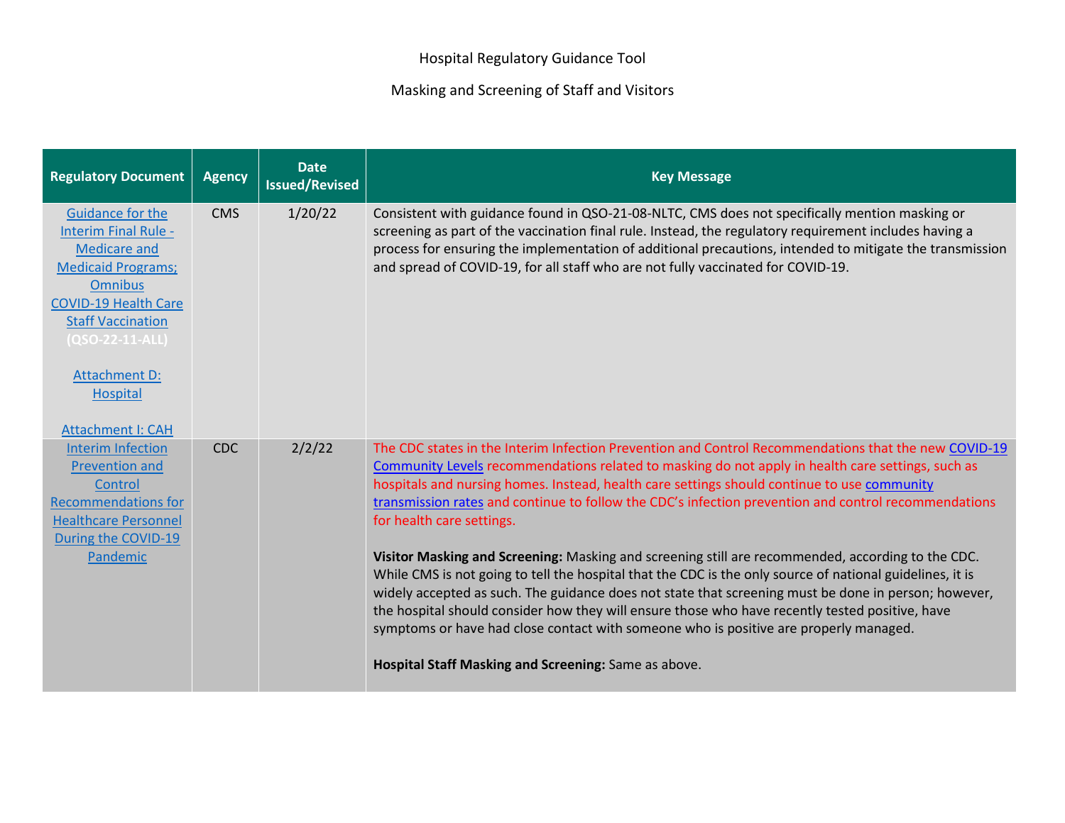Hospital Regulatory Guidance Tool

Masking and Screening of Staff and Visitors

| Regulatory Document | Agency | Date Issued/Revised | Key Message |
|---|---|---|---|
| Guidance for the Interim Final Rule - Medicare and Medicaid Programs; Omnibus COVID-19 Health Care Staff Vaccination **(QSO-22-11-ALL)**<br><br>Attachment D: Hospital<br><br>Attachment I: CAH | CMS | 1/20/22 | Consistent with guidance found in QSO-21-08-NLTC, CMS does not specifically mention masking or screening as part of the vaccination final rule. Instead, the regulatory requirement includes having a process for ensuring the implementation of additional precautions, intended to mitigate the transmission and spread of COVID-19, for all staff who are not fully vaccinated for COVID-19. |
| Interim Infection Prevention and Control Recommendations for Healthcare Personnel During the COVID-19 Pandemic | CDC | 2/2/22 | The CDC states in the Interim Infection Prevention and Control Recommendations that the new COVID-19 Community Levels recommendations related to masking do not apply in health care settings, such as hospitals and nursing homes. Instead, health care settings should continue to use community transmission rates and continue to follow the CDC's infection prevention and control recommendations for health care settings.<br><br>**Visitor Masking and Screening:** Masking and screening still are recommended, according to the CDC. While CMS is not going to tell the hospital that the CDC is the only source of national guidelines, it is widely accepted as such. The guidance does not state that screening must be done in person; however, the hospital should consider how they will ensure those who have recently tested positive, have symptoms or have had close contact with someone who is positive are properly managed.<br><br>**Hospital Staff Masking and Screening:** Same as above. |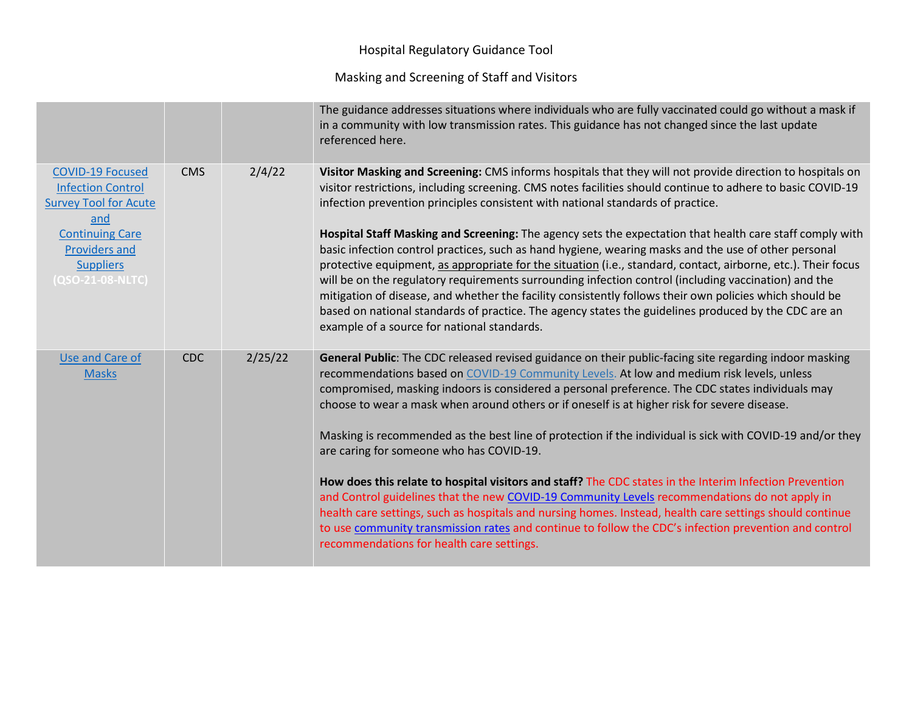Hospital Regulatory Guidance Tool

Masking and Screening of Staff and Visitors

| | | | |
|---|---|---|---|
| | | | The guidance addresses situations where individuals who are fully vaccinated could go without a mask if in a community with low transmission rates. This guidance has not changed since the last update referenced here. |
| COVID-19 Focused Infection Control Survey Tool for Acute and Continuing Care Providers and Suppliers (QSO-21-08-NLTC) | CMS | 2/4/22 | **Visitor Masking and Screening:** CMS informs hospitals that they will not provide direction to hospitals on visitor restrictions, including screening. CMS notes facilities should continue to adhere to basic COVID-19 infection prevention principles consistent with national standards of practice.<br><br>**Hospital Staff Masking and Screening:** The agency sets the expectation that health care staff comply with basic infection control practices, such as hand hygiene, wearing masks and the use of other personal protective equipment, as appropriate for the situation (i.e., standard, contact, airborne, etc.). Their focus will be on the regulatory requirements surrounding infection control (including vaccination) and the mitigation of disease, and whether the facility consistently follows their own policies which should be based on national standards of practice. The agency states the guidelines produced by the CDC are an example of a source for national standards. |
| Use and Care of Masks | CDC | 2/25/22 | **General Public**: The CDC released revised guidance on their public-facing site regarding indoor masking recommendations based on COVID-19 Community Levels. At low and medium risk levels, unless compromised, masking indoors is considered a personal preference. The CDC states individuals may choose to wear a mask when around others or if oneself is at higher risk for severe disease.<br><br>Masking is recommended as the best line of protection if the individual is sick with COVID-19 and/or they are caring for someone who has COVID-19.<br><br>**How does this relate to hospital visitors and staff?** The CDC states in the Interim Infection Prevention and Control guidelines that the new COVID-19 Community Levels recommendations do not apply in health care settings, such as hospitals and nursing homes. Instead, health care settings should continue to use community transmission rates and continue to follow the CDC's infection prevention and control recommendations for health care settings. |